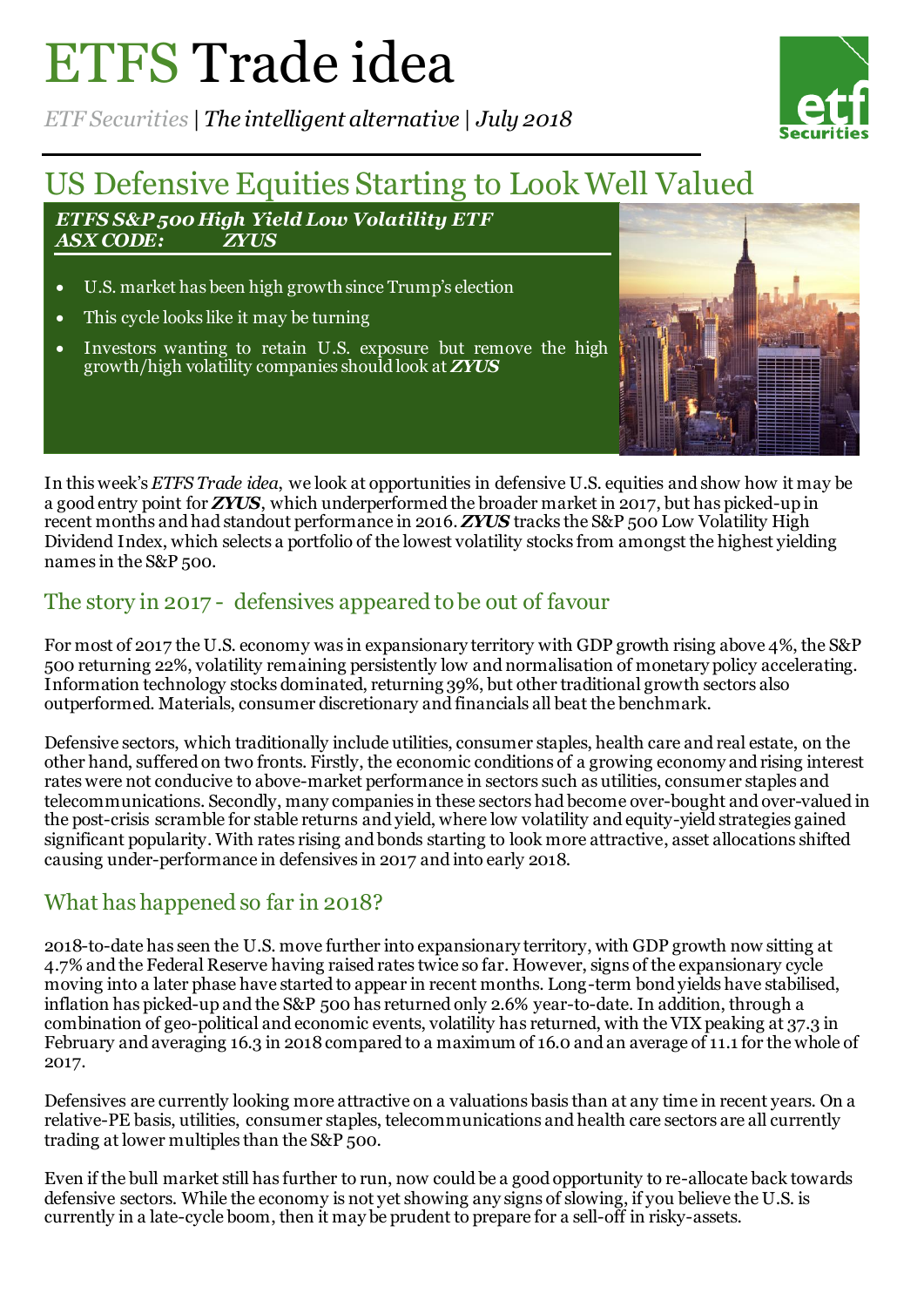# ETFS Trade idea

*ETF Securities | The intelligent alternative | July 2018*

## US Defensive Equities Starting to Look Well Valued

***ETFS S&P 500 High Yield Low Volatility ETF***
***ASX CODE: ZYUS***

- U.S. market has been high growth since Trump's election
- This cycle looks like it may be turning
- Investors wanting to retain U.S. exposure but remove the high growth/high volatility companies should look at ***ZYUS***

In this week's *ETFS Trade idea*, we look at opportunities in defensive U.S. equities and show how it may be a good entry point for ***ZYUS***, which underperformed the broader market in 2017, but has picked-up in recent months and had standout performance in 2016. ***ZYUS*** tracks the S&P 500 Low Volatility High Dividend Index, which selects a portfolio of the lowest volatility stocks from amongst the highest yielding names in the S&P 500.

## The story in 2017 - defensives appeared to be out of favour

For most of 2017 the U.S. economy was in expansionary territory with GDP growth rising above 4%, the S&P 500 returning 22%, volatility remaining persistently low and normalisation of monetary policy accelerating. Information technology stocks dominated, returning 39%, but other traditional growth sectors also outperformed. Materials, consumer discretionary and financials all beat the benchmark.

Defensive sectors, which traditionally include utilities, consumer staples, health care and real estate, on the other hand, suffered on two fronts. Firstly, the economic conditions of a growing economy and rising interest rates were not conducive to above-market performance in sectors such as utilities, consumer staples and telecommunications. Secondly, many companies in these sectors had become over-bought and over-valued in the post-crisis scramble for stable returns and yield, where low volatility and equity-yield strategies gained significant popularity. With rates rising and bonds starting to look more attractive, asset allocations shifted causing under-performance in defensives in 2017 and into early 2018.

## What has happened so far in 2018?

2018-to-date has seen the U.S. move further into expansionary territory, with GDP growth now sitting at 4.7% and the Federal Reserve having raised rates twice so far. However, signs of the expansionary cycle moving into a later phase have started to appear in recent months. Long-term bond yields have stabilised, inflation has picked-up and the S&P 500 has returned only 2.6% year-to-date. In addition, through a combination of geo-political and economic events, volatility has returned, with the VIX peaking at 37.3 in February and averaging 16.3 in 2018 compared to a maximum of 16.0 and an average of 11.1 for the whole of 2017.

Defensives are currently looking more attractive on a valuations basis than at any time in recent years. On a relative-PE basis, utilities, consumer staples, telecommunications and health care sectors are all currently trading at lower multiples than the S&P 500.

Even if the bull market still has further to run, now could be a good opportunity to re-allocate back towards defensive sectors. While the economy is not yet showing any signs of slowing, if you believe the U.S. is currently in a late-cycle boom, then it may be prudent to prepare for a sell-off in risky-assets.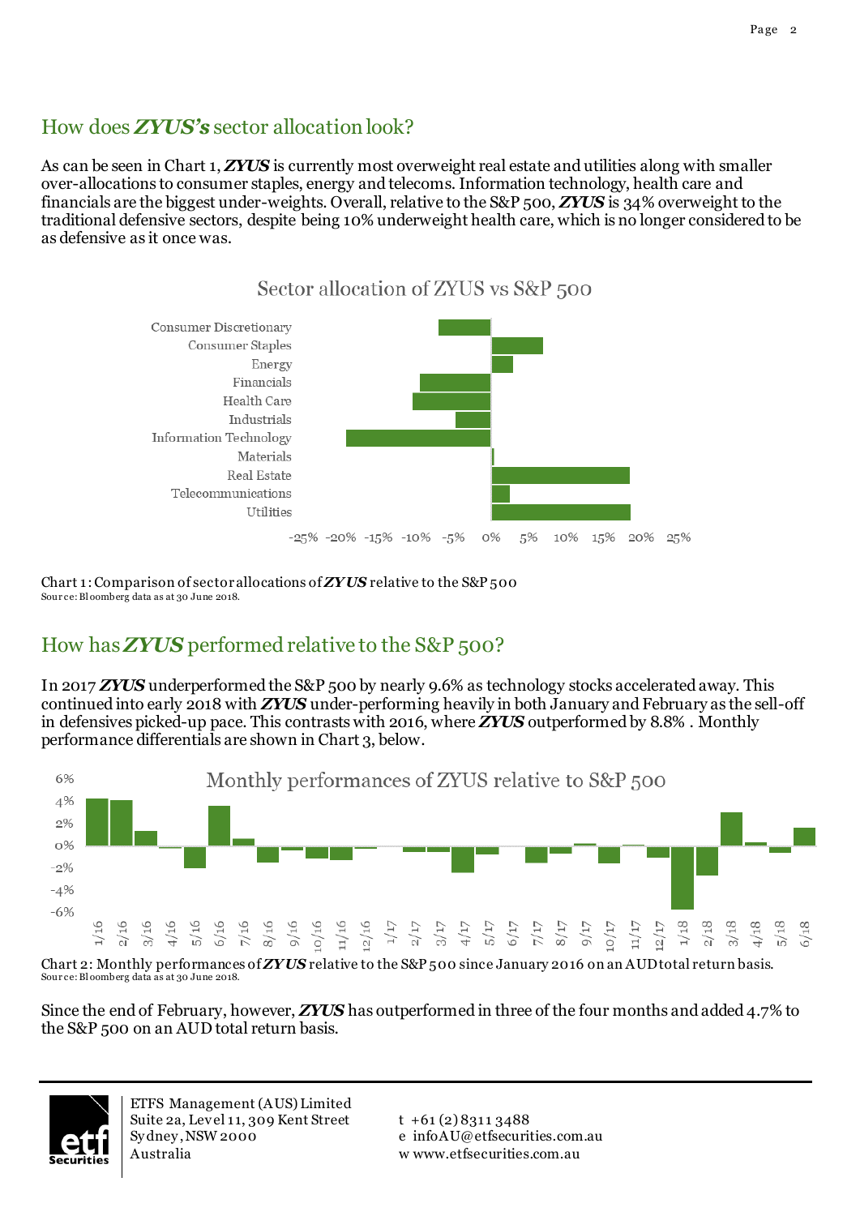## How does ***ZYUS's*** sector allocation look?

As can be seen in Chart 1, ***ZYUS*** is currently most overweight real estate and utilities along with smaller over-allocations to consumer staples, energy and telecoms. Information technology, health care and financials are the biggest under-weights. Overall, relative to the S&P 500, ***ZYUS*** is 34% overweight to the traditional defensive sectors, despite being 10% underweight health care, which is no longer considered to be as defensive as it once was.

Chart 1: Comparison of sector allocations of ***ZYUS*** relative to the S&P 500
Source: Bloomberg data as at 30 June 2018.

## How has ***ZYUS*** performed relative to the S&P 500?

In 2017 ***ZYUS*** underperformed the S&P 500 by nearly 9.6% as technology stocks accelerated away. This continued into early 2018 with ***ZYUS*** under-performing heavily in both January and February as the sell-off in defensives picked-up pace. This contrasts with 2016, where ***ZYUS*** outperformed by 8.8% . Monthly performance differentials are shown in Chart 3, below.

Chart 2: Monthly performances of ***ZYUS*** relative to the S&P 500 since January 2016 on an AUD total return basis.
Source: Bloomberg data as at 30 June 2018.

Since the end of February, however, ***ZYUS*** has outperformed in three of the four months and added 4.7% to the S&P 500 on an AUD total return basis.

ETFS Management (AUS) Limited
Suite 2a, Level 11, 309 Kent Street
Sydney, NSW 2000
Australia

t +61 (2) 8311 3488
e infoAU@etfsecurities.com.au
w www.etfsecurities.com.au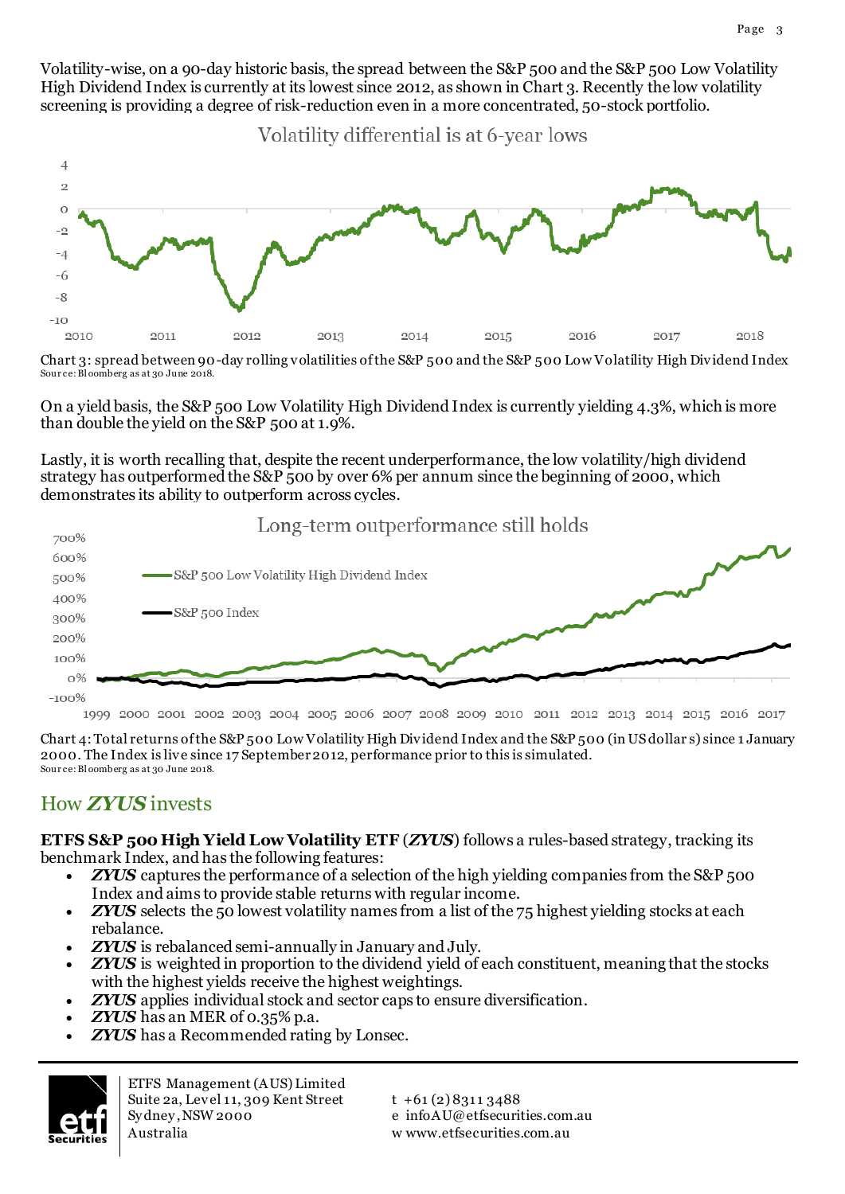Volatility-wise, on a 90-day historic basis, the spread between the S&P 500 and the S&P 500 Low Volatility High Dividend Index is currently at its lowest since 2012, as shown in Chart 3. Recently the low volatility screening is providing a degree of risk-reduction even in a more concentrated, 50-stock portfolio.

Volatility differential is at 6-year lows

Chart 3: spread between 90-day rolling volatilities of the S&P 500 and the S&P 500 Low Volatility High Dividend Index
Source: Bloomberg as at 30 June 2018.

On a yield basis, the S&P 500 Low Volatility High Dividend Index is currently yielding 4.3%, which is more than double the yield on the S&P 500 at 1.9%.

Lastly, it is worth recalling that, despite the recent underperformance, the low volatility/high dividend strategy has outperformed the S&P 500 by over 6% per annum since the beginning of 2000, which demonstrates its ability to outperform across cycles.

Long-term outperformance still holds

Chart 4: Total returns of the S&P 500 Low Volatility High Dividend Index and the S&P 500 (in US dollars) since 1 January 2000. The Index is live since 17 September 2012, performance prior to this is simulated.
Source: Bloomberg as at 30 June 2018.

## How *ZYUS* invests

**ETFS S&P 500 High Yield Low Volatility ETF (*ZYUS*)** follows a rules-based strategy, tracking its benchmark Index, and has the following features:

- ***ZYUS*** captures the performance of a selection of the high yielding companies from the S&P 500 Index and aims to provide stable returns with regular income.
- ***ZYUS*** selects the 50 lowest volatility names from a list of the 75 highest yielding stocks at each rebalance.
- ***ZYUS*** is rebalanced semi-annually in January and July.
- ***ZYUS*** is weighted in proportion to the dividend yield of each constituent, meaning that the stocks with the highest yields receive the highest weightings.
- ***ZYUS*** applies individual stock and sector caps to ensure diversification.
- ***ZYUS*** has an MER of 0.35% p.a.
- ***ZYUS*** has a Recommended rating by Lonsec.

ETFS Management (AUS) Limited
Suite 2a, Level 11, 309 Kent Street
Sydney, NSW 2000
Australia

t +61 (2) 8311 3488
e infoAU@etfsecurities.com.au
w www.etfsecurities.com.au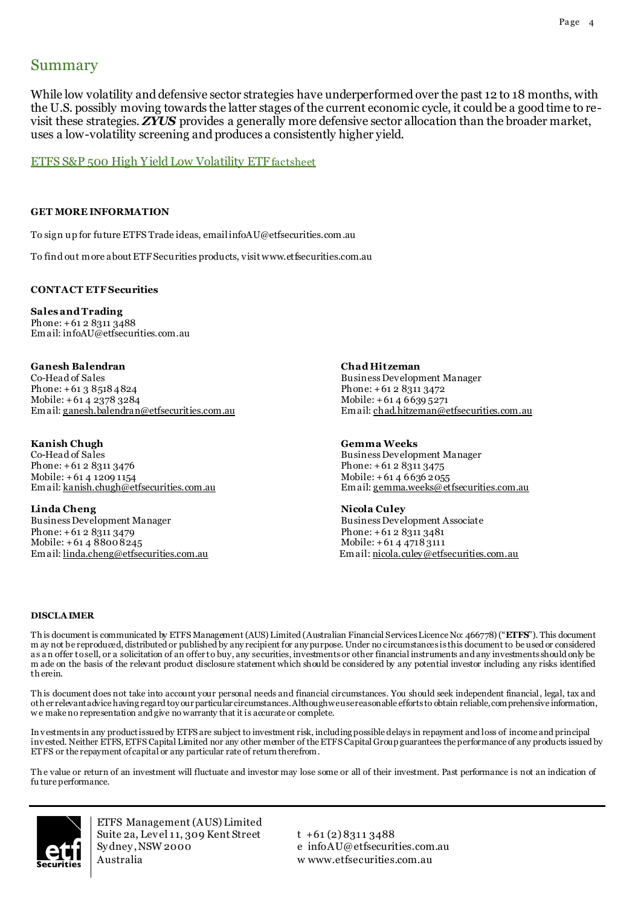## Summary

While low volatility and defensive sector strategies have underperformed over the past 12 to 18 months, with the U.S. possibly moving towards the latter stages of the current economic cycle, it could be a good time to re-visit these strategies. ***ZYUS*** provides a generally more defensive sector allocation than the broader market, uses a low-volatility screening and produces a consistently higher yield.

ETFS S&P 500 High Yield Low Volatility ETF factsheet

**GET MORE INFORMATION**

To sign up for future ETFS Trade ideas, email infoAU@etfsecurities.com.au

To find out more about ETF Securities products, visit www.etfsecurities.com.au

**CONTACT ETF Securities**

**Sales and Trading**
Phone: +61 2 8311 3488
Email: infoAU@etfsecurities.com.au

**Ganesh Balendran**
Co-Head of Sales
Phone: +61 3 8518 4824
Mobile: +61 4 2378 3284
Email: ganesh.balendran@etfsecurities.com.au

**Kanish Chugh**
Co-Head of Sales
Phone: +61 2 8311 3476
Mobile: +61 4 1209 1154
Email: kanish.chugh@etfsecurities.com.au

**Linda Cheng**
Business Development Manager
Phone: +61 2 8311 3479
Mobile: +61 4 8800 8245
Email: linda.cheng@etfsecurities.com.au

**Chad Hitzeman**
Business Development Manager
Phone: +61 2 8311 3472
Mobile: +61 4 6639 5271
Email: chad.hitzeman@etfsecurities.com.au

**Gemma Weeks**
Business Development Manager
Phone: +61 2 8311 3475
Mobile: +61 4 6636 2055
Email: gemma.weeks@etfsecurities.com.au

**Nicola Culey**
Business Development Associate
Phone: +61 2 8311 3481
Mobile: +61 4 4718 3111
Email: nicola.culey@etfsecurities.com.au

**DISCLAIMER**

This document is communicated by ETFS Management (AUS) Limited (Australian Financial Services Licence No: 466778) ("**ETFS**"). This document may not be reproduced, distributed or published by any recipient for any purpose. Under no circumstances is this document to be used or considered as an offer to sell, or a solicitation of an offer to buy, any securities, investments or other financial instruments and any investments should only be made on the basis of the relevant product disclosure statement which should be considered by any potential investor including any risks identified therein.

This document does not take into account your personal needs and financial circumstances. You should seek independent financial, legal, tax and other relevant advice having regard to your particular circumstances. Although we use reasonable efforts to obtain reliable, comprehensive information, we make no representation and give no warranty that it is accurate or complete.

Investments in any product issued by ETFS are subject to investment risk, including possible delays in repayment and loss of income and principal invested. Neither ETFS, ETFS Capital Limited nor any other member of the ETFS Capital Group guarantees the performance of any products issued by ETFS or the repayment of capital or any particular rate of return therefrom.

The value or return of an investment will fluctuate and investor may lose some or all of their investment. Past performance is not an indication of future performance.

ETFS Management (AUS) Limited
Suite 2a, Level 11, 309 Kent Street
Sydney, NSW 2000
Australia

t +61 (2) 8311 3488
e infoAU@etfsecurities.com.au
w www.etfsecurities.com.au